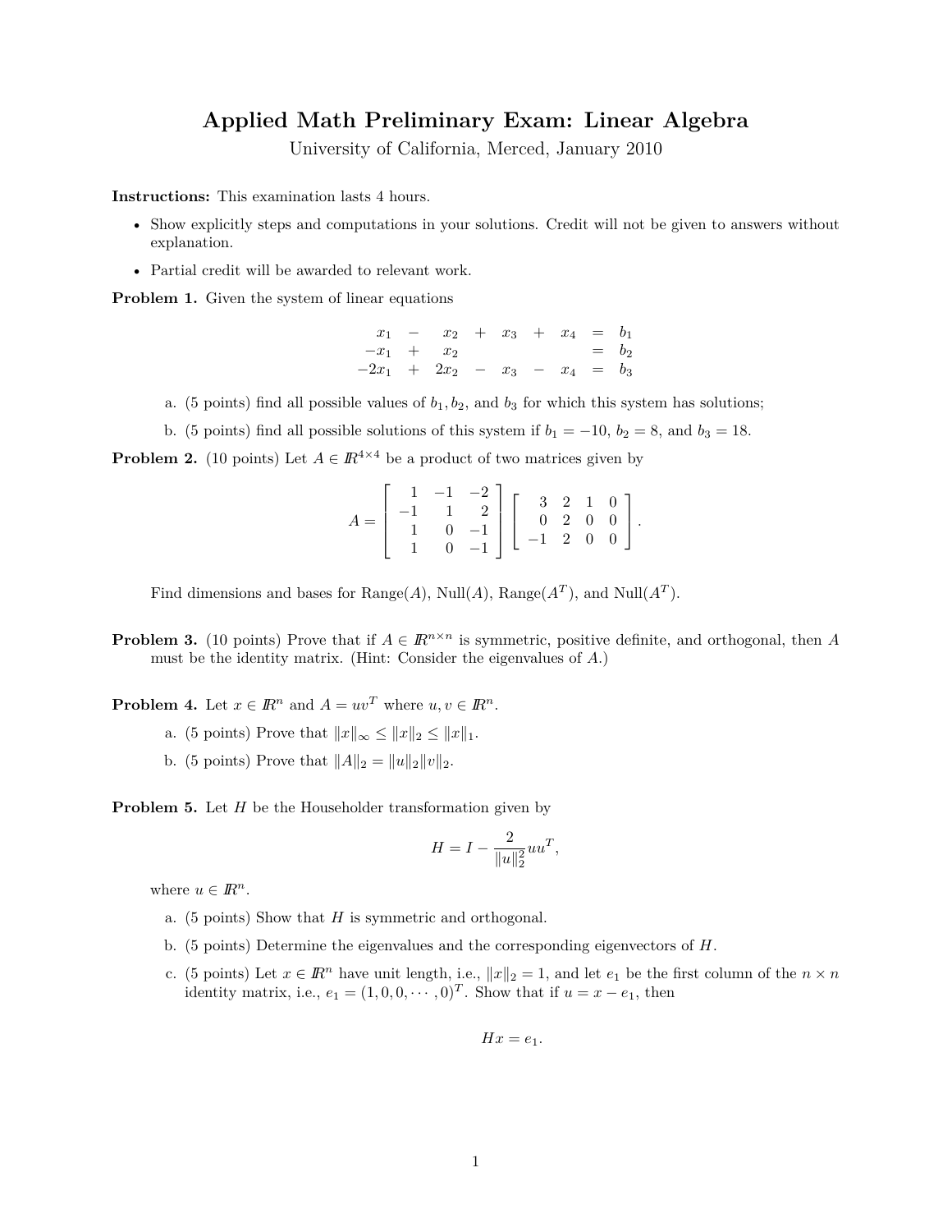# Applied Math Preliminary Exam: Linear Algebra

University of California, Merced, January 2010

**Instructions:** This examination lasts 4 hours.

- Show explicitly steps and computations in your solutions. Credit will not be given to answers without explanation.
- Partial credit will be awarded to relevant work.

**Problem 1.** Given the system of linear equations

$$
\begin{array}{rcrcrcrcl}
x_1 & - & x_2 & + & x_3 & + & x_4 & = & b_1 \\
-x_1 & + & x_2 & & & & & = & b_2 \\
-2x_1 & + & 2x_2 & - & x_3 & - & x_4 & = & b_3
\end{array}
$$

a. (5 points) find all possible values of $b_1, b_2$, and $b_3$ for which this system has solutions;

b. (5 points) find all possible solutions of this system if $b_1 = -10$, $b_2 = 8$, and $b_3 = 18$.

**Problem 2.** (10 points) Let $A \in \mathbb{R}^{4\times 4}$ be a product of two matrices given by

$$
A = \begin{bmatrix} 1 & -1 & -2 \\ -1 & 1 & 2 \\ 1 & 0 & -1 \\ 1 & 0 & -1 \end{bmatrix} \begin{bmatrix} 3 & 2 & 1 & 0 \\ 0 & 2 & 0 & 0 \\ -1 & 2 & 0 & 0 \end{bmatrix}.
$$

Find dimensions and bases for Range($A$), Null($A$), Range($A^T$), and Null($A^T$).

**Problem 3.** (10 points) Prove that if $A \in \mathbb{R}^{n\times n}$ is symmetric, positive definite, and orthogonal, then $A$ must be the identity matrix. (Hint: Consider the eigenvalues of $A$.)

**Problem 4.** Let $x \in \mathbb{R}^n$ and $A = uv^T$ where $u, v \in \mathbb{R}^n$.

a. (5 points) Prove that $\|x\|_\infty \le \|x\|_2 \le \|x\|_1$.

b. (5 points) Prove that $\|A\|_2 = \|u\|_2\|v\|_2$.

**Problem 5.** Let $H$ be the Householder transformation given by

$$
H = I - \frac{2}{\|u\|_2^2} uu^T,
$$

where $u \in \mathbb{R}^n$.

a. (5 points) Show that $H$ is symmetric and orthogonal.

b. (5 points) Determine the eigenvalues and the corresponding eigenvectors of $H$.

c. (5 points) Let $x \in \mathbb{R}^n$ have unit length, i.e., $\|x\|_2 = 1$, and let $e_1$ be the first column of the $n \times n$ identity matrix, i.e., $e_1 = (1, 0, 0, \cdots, 0)^T$. Show that if $u = x - e_1$, then

$$
Hx = e_1.
$$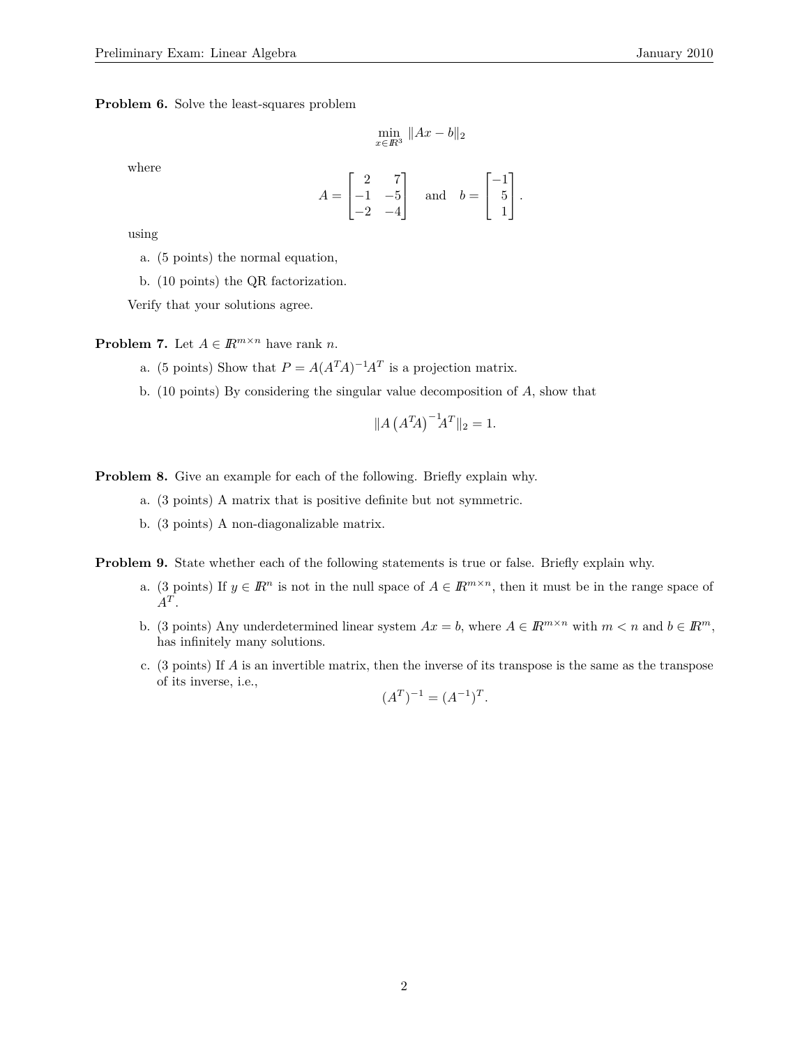**Problem 6.** Solve the least-squares problem

$$\min_{x \in \mathbb{R}^3} \|Ax - b\|_2$$

where

$$A = \begin{bmatrix} 2 & 7 \\ -1 & -5 \\ -2 & -4 \end{bmatrix} \quad \text{and} \quad b = \begin{bmatrix} -1 \\ 5 \\ 1 \end{bmatrix}.$$

using

a. (5 points) the normal equation,

b. (10 points) the QR factorization.

Verify that your solutions agree.

**Problem 7.** Let $A \in \mathbb{R}^{m \times n}$ have rank $n$.

a. (5 points) Show that $P = A(A^T A)^{-1} A^T$ is a projection matrix.

b. (10 points) By considering the singular value decomposition of $A$, show that

$$\|A\left(A^T A\right)^{-1} A^T\|_2 = 1.$$

**Problem 8.** Give an example for each of the following. Briefly explain why.

a. (3 points) A matrix that is positive definite but not symmetric.

b. (3 points) A non-diagonalizable matrix.

**Problem 9.** State whether each of the following statements is true or false. Briefly explain why.

a. (3 points) If $y \in \mathbb{R}^n$ is not in the null space of $A \in \mathbb{R}^{m \times n}$, then it must be in the range space of $A^T$.

b. (3 points) Any underdetermined linear system $Ax = b$, where $A \in \mathbb{R}^{m \times n}$ with $m < n$ and $b \in \mathbb{R}^m$, has infinitely many solutions.

c. (3 points) If $A$ is an invertible matrix, then the inverse of its transpose is the same as the transpose of its inverse, i.e.,

$$(A^T)^{-1} = (A^{-1})^T.$$